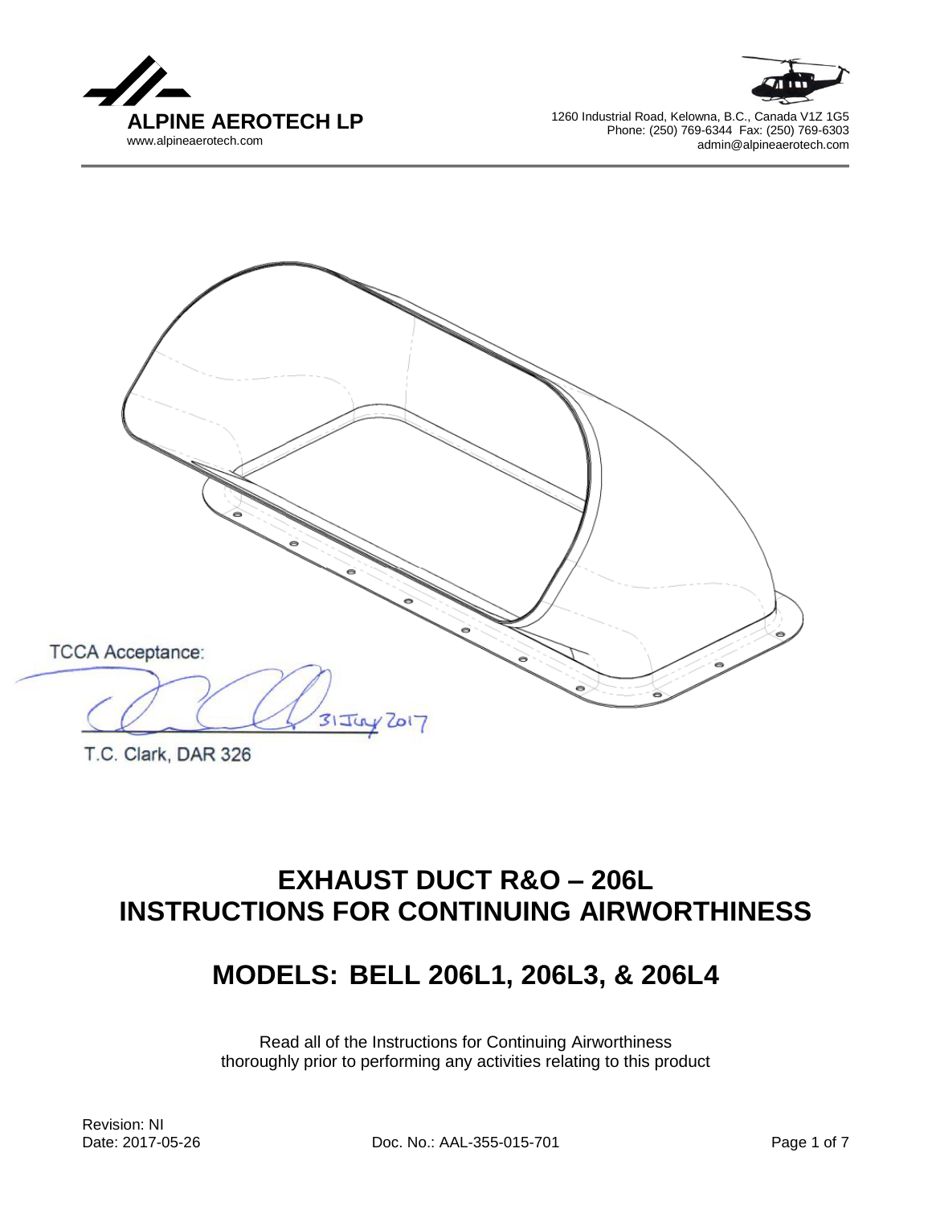**ALPINE AEROTECH LP**
www.alpineaerotech.com

1260 Industrial Road, Kelowna, B.C., Canada V1Z 1G5
Phone: (250) 769-6344 Fax: (250) 769-6303
admin@alpineaerotech.com

TCCA Acceptance:

31 July 2017

T.C. Clark, DAR 326

# EXHAUST DUCT R&O – 206L
# INSTRUCTIONS FOR CONTINUING AIRWORTHINESS

## MODELS: BELL 206L1, 206L3, & 206L4

Read all of the Instructions for Continuing Airworthiness
thoroughly prior to performing any activities relating to this product

Revision: NI
Date: 2017-05-26
Doc. No.: AAL-355-015-701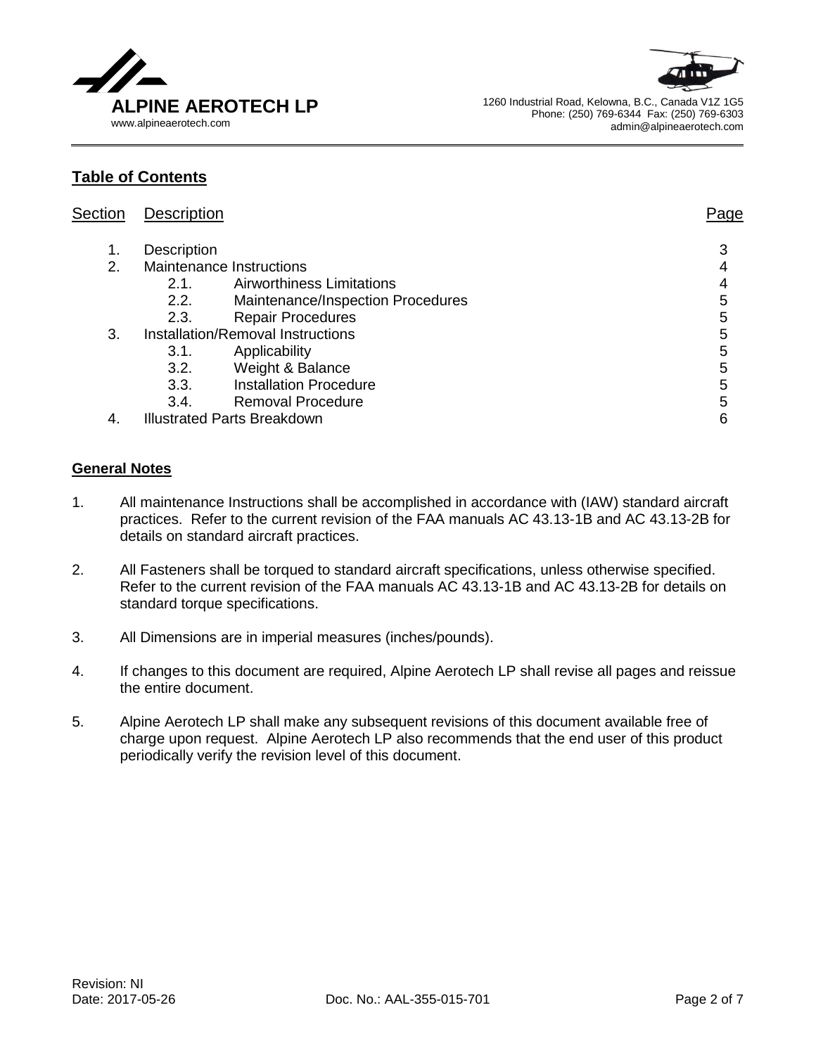## Table of Contents

| Section | Description | | Page |
|---|---|---|---|
| 1. | Description | | 3 |
| 2. | Maintenance Instructions | | 4 |
| | 2.1. | Airworthiness Limitations | 4 |
| | 2.2. | Maintenance/Inspection Procedures | 5 |
| | 2.3. | Repair Procedures | 5 |
| 3. | Installation/Removal Instructions | | 5 |
| | 3.1. | Applicability | 5 |
| | 3.2. | Weight & Balance | 5 |
| | 3.3. | Installation Procedure | 5 |
| | 3.4. | Removal Procedure | 5 |
| 4. | Illustrated Parts Breakdown | | 6 |

## General Notes

1. All maintenance Instructions shall be accomplished in accordance with (IAW) standard aircraft practices. Refer to the current revision of the FAA manuals AC 43.13-1B and AC 43.13-2B for details on standard aircraft practices.

2. All Fasteners shall be torqued to standard aircraft specifications, unless otherwise specified. Refer to the current revision of the FAA manuals AC 43.13-1B and AC 43.13-2B for details on standard torque specifications.

3. All Dimensions are in imperial measures (inches/pounds).

4. If changes to this document are required, Alpine Aerotech LP shall revise all pages and reissue the entire document.

5. Alpine Aerotech LP shall make any subsequent revisions of this document available free of charge upon request. Alpine Aerotech LP also recommends that the end user of this product periodically verify the revision level of this document.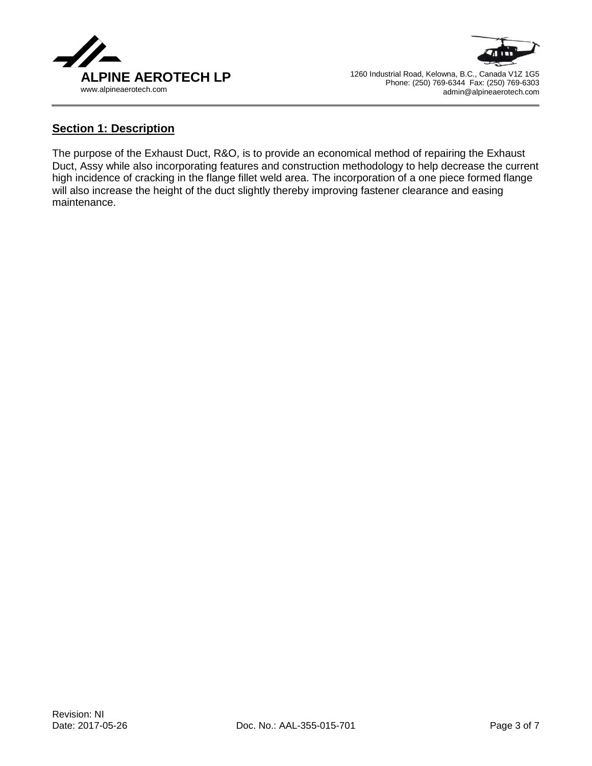## Section 1: Description

The purpose of the Exhaust Duct, R&O, is to provide an economical method of repairing the Exhaust Duct, Assy while also incorporating features and construction methodology to help decrease the current high incidence of cracking in the flange fillet weld area. The incorporation of a one piece formed flange will also increase the height of the duct slightly thereby improving fastener clearance and easing maintenance.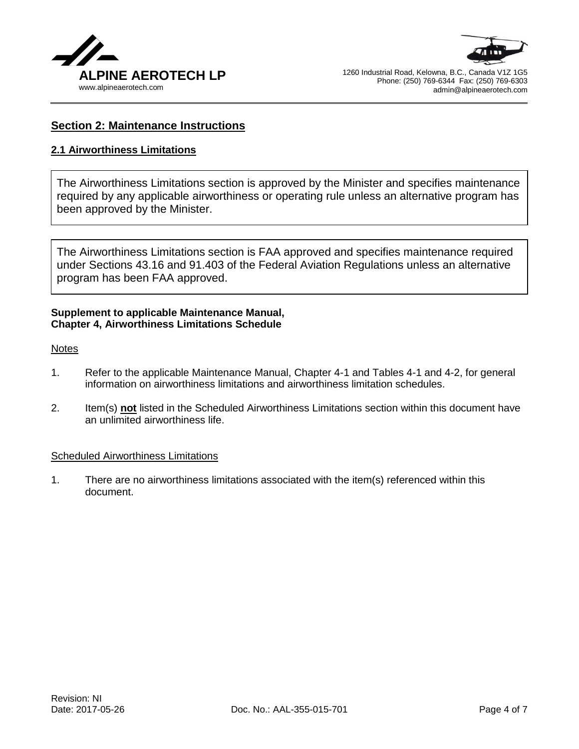## Section 2: Maintenance Instructions

### 2.1 Airworthiness Limitations

The Airworthiness Limitations section is approved by the Minister and specifies maintenance required by any applicable airworthiness or operating rule unless an alternative program has been approved by the Minister.

The Airworthiness Limitations section is FAA approved and specifies maintenance required under Sections 43.16 and 91.403 of the Federal Aviation Regulations unless an alternative program has been FAA approved.

**Supplement to applicable Maintenance Manual,**
**Chapter 4, Airworthiness Limitations Schedule**

Notes

1. Refer to the applicable Maintenance Manual, Chapter 4-1 and Tables 4-1 and 4-2, for general information on airworthiness limitations and airworthiness limitation schedules.

2. Item(s) **not** listed in the Scheduled Airworthiness Limitations section within this document have an unlimited airworthiness life.

Scheduled Airworthiness Limitations

1. There are no airworthiness limitations associated with the item(s) referenced within this document.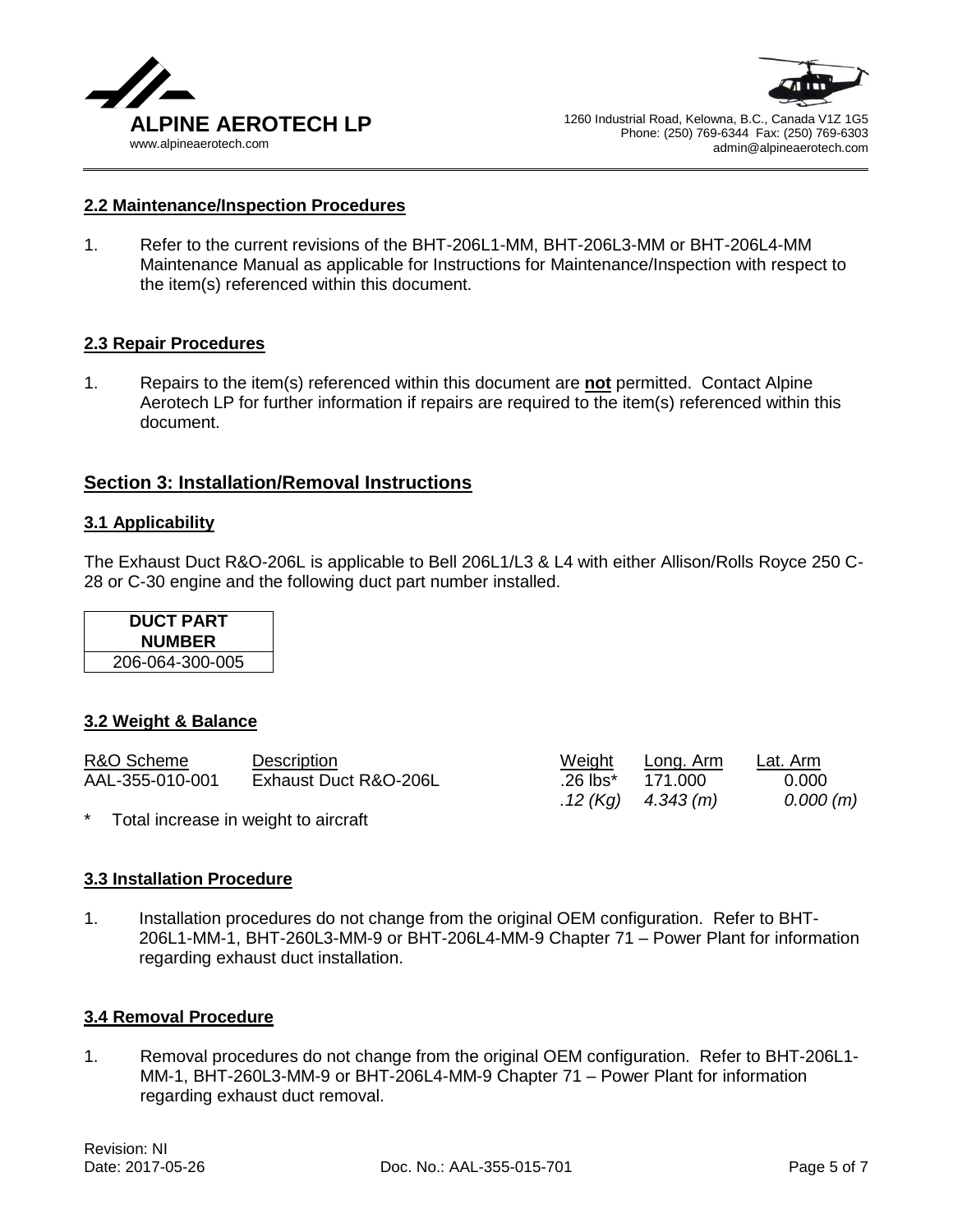## 2.2 Maintenance/Inspection Procedures

1. Refer to the current revisions of the BHT-206L1-MM, BHT-206L3-MM or BHT-206L4-MM Maintenance Manual as applicable for Instructions for Maintenance/Inspection with respect to the item(s) referenced within this document.

## 2.3 Repair Procedures

1. Repairs to the item(s) referenced within this document are **not** permitted. Contact Alpine Aerotech LP for further information if repairs are required to the item(s) referenced within this document.

# Section 3: Installation/Removal Instructions

## 3.1 Applicability

The Exhaust Duct R&O-206L is applicable to Bell 206L1/L3 & L4 with either Allison/Rolls Royce 250 C-28 or C-30 engine and the following duct part number installed.

| DUCT PART NUMBER |
|---|
| 206-064-300-005 |

## 3.2 Weight & Balance

| R&O Scheme | Description | Weight | Long. Arm | Lat. Arm |
|---|---|---|---|---|
| AAL-355-010-001 | Exhaust Duct R&O-206L | .26 lbs* | 171.000 | 0.000 |
| | | *.12 (Kg)* | *4.343 (m)* | *0.000 (m)* |

* Total increase in weight to aircraft

## 3.3 Installation Procedure

1. Installation procedures do not change from the original OEM configuration. Refer to BHT-206L1-MM-1, BHT-260L3-MM-9 or BHT-206L4-MM-9 Chapter 71 – Power Plant for information regarding exhaust duct installation.

## 3.4 Removal Procedure

1. Removal procedures do not change from the original OEM configuration. Refer to BHT-206L1-MM-1, BHT-260L3-MM-9 or BHT-206L4-MM-9 Chapter 71 – Power Plant for information regarding exhaust duct removal.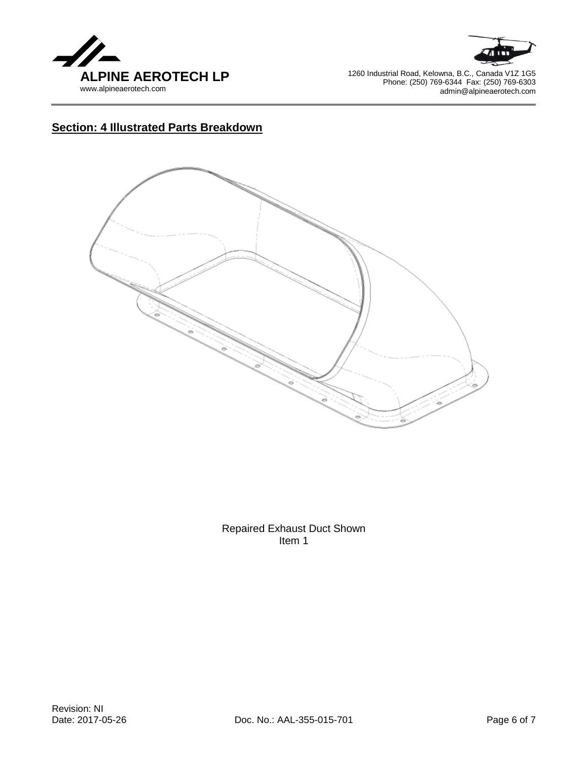## Section: 4 Illustrated Parts Breakdown

Repaired Exhaust Duct Shown
Item 1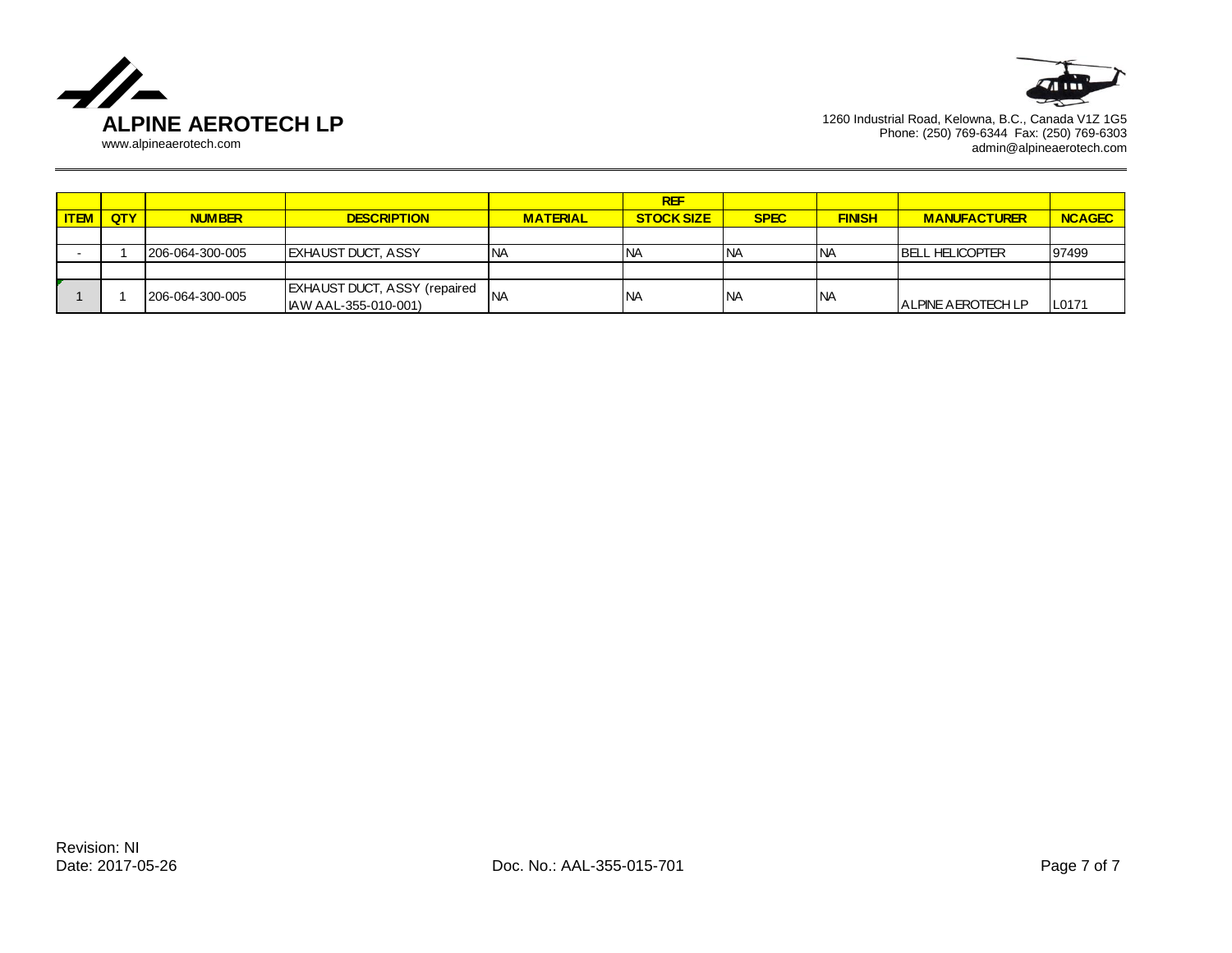**ALPINE AEROTECH LP**
www.alpineaerotech.com

1260 Industrial Road, Kelowna, B.C., Canada V1Z 1G5
Phone: (250) 769-6344 Fax: (250) 769-6303
admin@alpineaerotech.com

| ITEM | QTY | NUMBER | DESCRIPTION | MATERIAL | REF STOCK SIZE | SPEC | FINISH | MANUFACTURER | NCAGEC |
|---|---|---|---|---|---|---|---|---|---|
| | | | | | | | | | |
| - | 1 | 206-064-300-005 | EXHAUST DUCT, ASSY | NA | NA | NA | NA | BELL HELICOPTER | 97499 |
| | | | | | | | | | |
| 1 | 1 | 206-064-300-005 | EXHAUST DUCT, ASSY (repaired IAW AAL-355-010-001) | NA | NA | NA | NA | ALPINE AEROTECH LP | L0171 |

Revision: NI
Date: 2017-05-26

Doc. No.: AAL-355-015-701